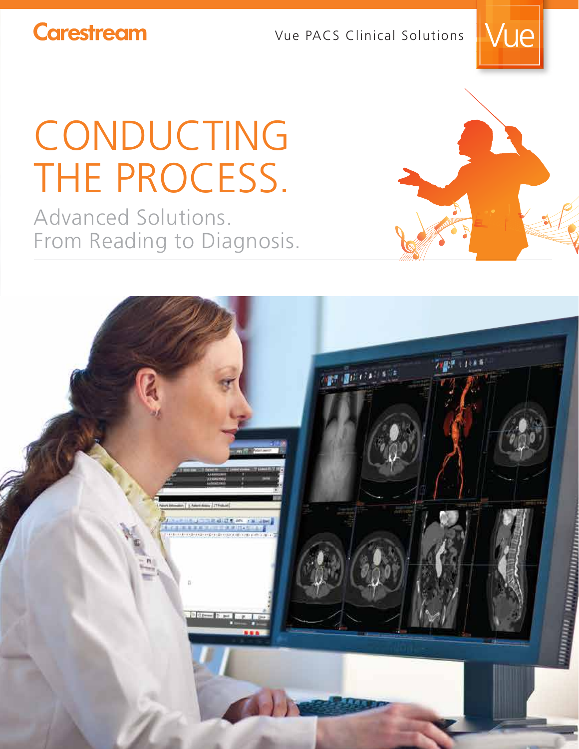Carestream

Vue PACS Clinical Solutions

# CONDUCTING THE PROCESS.

## Advanced Solutions. From Reading to Diagnosis.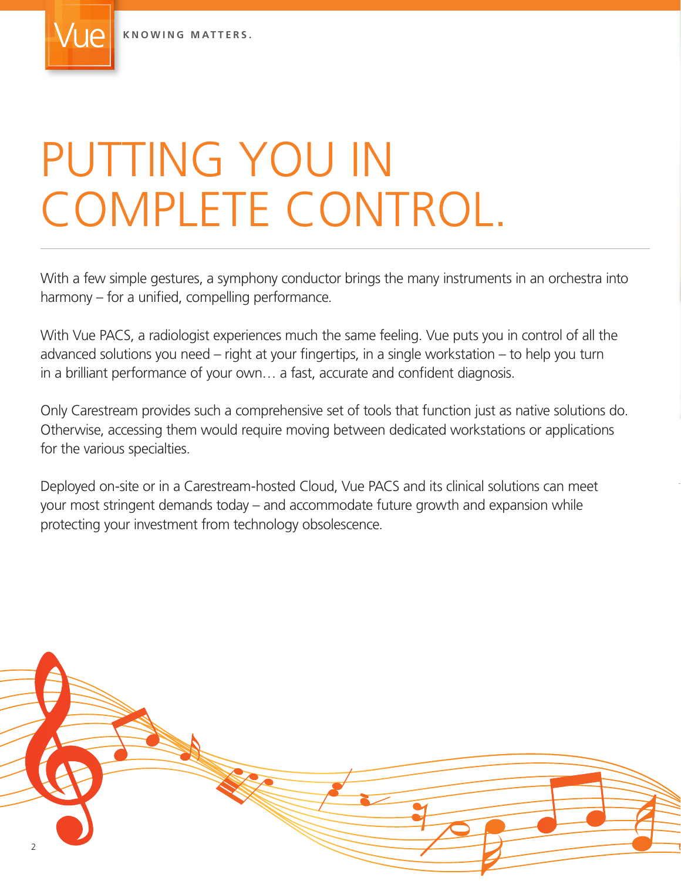# PUTTING YOU IN COMPLETE CONTROL.

With a few simple gestures, a symphony conductor brings the many instruments in an orchestra into harmony – for a unified, compelling performance.

With Vue PACS, a radiologist experiences much the same feeling. Vue puts you in control of all the advanced solutions you need – right at your fingertips, in a single workstation – to help you turn in a brilliant performance of your own… a fast, accurate and confident diagnosis.

Only Carestream provides such a comprehensive set of tools that function just as native solutions do. Otherwise, accessing them would require moving between dedicated workstations or applications for the various specialties.

Deployed on-site or in a Carestream-hosted Cloud, Vue PACS and its clinical solutions can meet your most stringent demands today – and accommodate future growth and expansion while protecting your investment from technology obsolescence.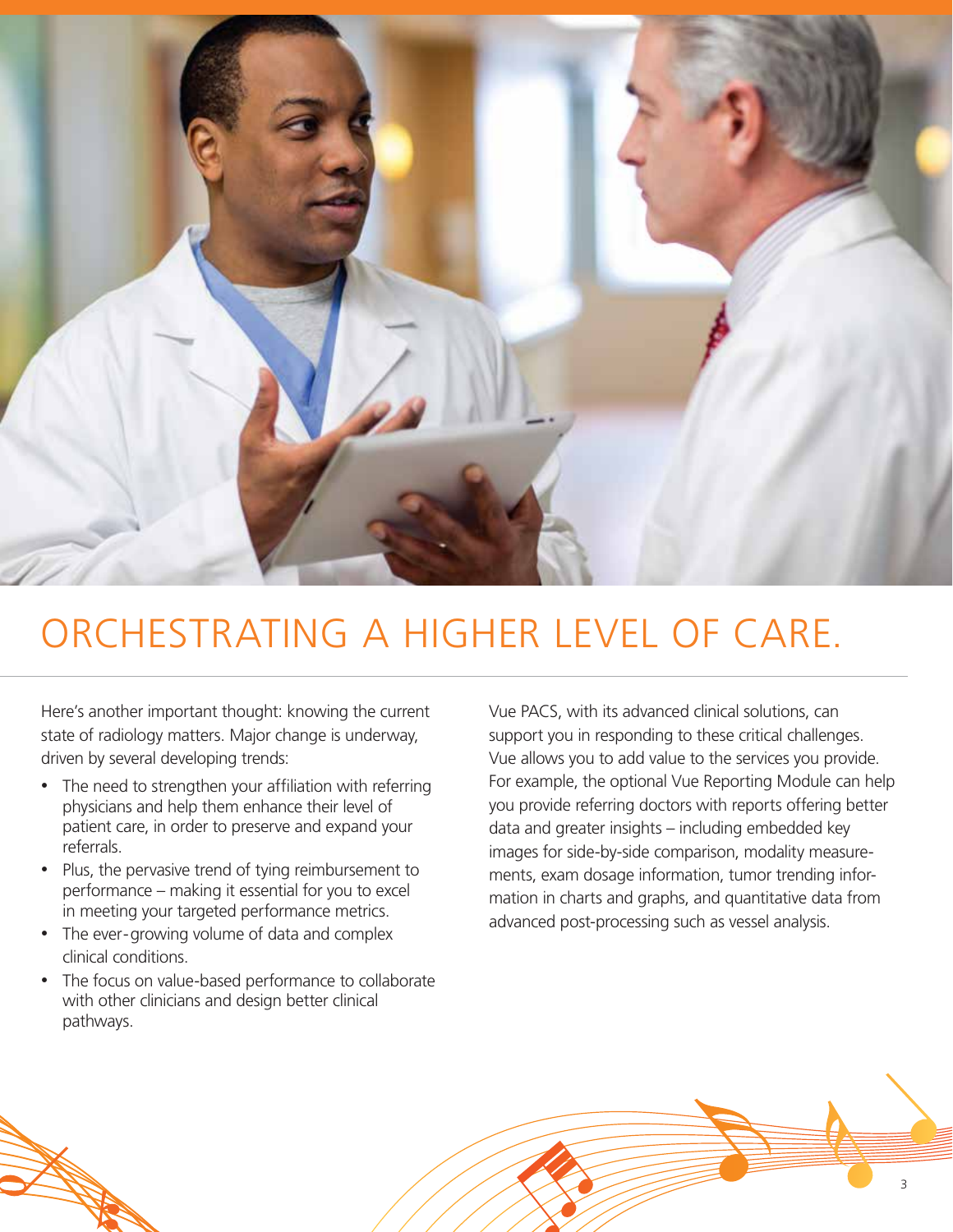# ORCHESTRATING A HIGHER LEVEL OF CARE.

Here's another important thought: knowing the current state of radiology matters. Major change is underway, driven by several developing trends:

- The need to strengthen your affiliation with referring physicians and help them enhance their level of patient care, in order to preserve and expand your referrals.
- Plus, the pervasive trend of tying reimbursement to performance – making it essential for you to excel in meeting your targeted performance metrics.
- The ever-growing volume of data and complex clinical conditions.
- The focus on value-based performance to collaborate with other clinicians and design better clinical pathways.

Vue PACS, with its advanced clinical solutions, can support you in responding to these critical challenges. Vue allows you to add value to the services you provide. For example, the optional Vue Reporting Module can help you provide referring doctors with reports offering better data and greater insights – including embedded key images for side-by-side comparison, modality measurements, exam dosage information, tumor trending information in charts and graphs, and quantitative data from advanced post-processing such as vessel analysis.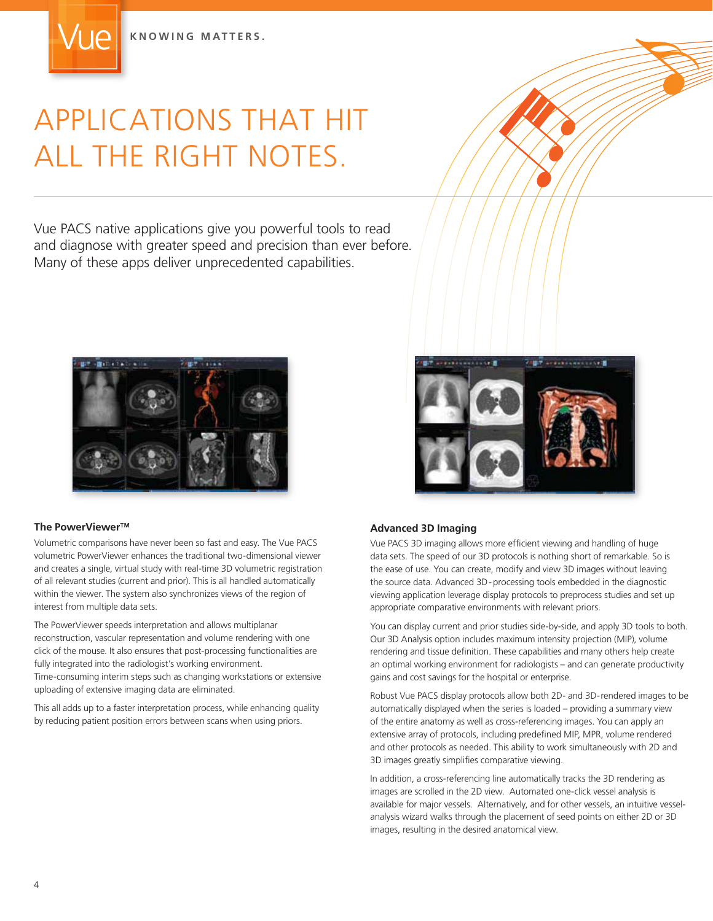# APPLICATIONS THAT HIT ALL THE RIGHT NOTES.

Vue PACS native applications give you powerful tools to read and diagnose with greater speed and precision than ever before. Many of these apps deliver unprecedented capabilities.

### The PowerViewer™

Volumetric comparisons have never been so fast and easy. The Vue PACS volumetric PowerViewer enhances the traditional two-dimensional viewer and creates a single, virtual study with real-time 3D volumetric registration of all relevant studies (current and prior). This is all handled automatically within the viewer. The system also synchronizes views of the region of interest from multiple data sets.

The PowerViewer speeds interpretation and allows multiplanar reconstruction, vascular representation and volume rendering with one click of the mouse. It also ensures that post-processing functionalities are fully integrated into the radiologist's working environment. Time-consuming interim steps such as changing workstations or extensive uploading of extensive imaging data are eliminated.

This all adds up to a faster interpretation process, while enhancing quality by reducing patient position errors between scans when using priors.

### Advanced 3D Imaging

Vue PACS 3D imaging allows more efficient viewing and handling of huge data sets. The speed of our 3D protocols is nothing short of remarkable. So is the ease of use. You can create, modify and view 3D images without leaving the source data. Advanced 3D-processing tools embedded in the diagnostic viewing application leverage display protocols to preprocess studies and set up appropriate comparative environments with relevant priors.

You can display current and prior studies side-by-side, and apply 3D tools to both. Our 3D Analysis option includes maximum intensity projection (MIP), volume rendering and tissue definition. These capabilities and many others help create an optimal working environment for radiologists – and can generate productivity gains and cost savings for the hospital or enterprise.

Robust Vue PACS display protocols allow both 2D- and 3D-rendered images to be automatically displayed when the series is loaded – providing a summary view of the entire anatomy as well as cross-referencing images. You can apply an extensive array of protocols, including predefined MIP, MPR, volume rendered and other protocols as needed. This ability to work simultaneously with 2D and 3D images greatly simplifies comparative viewing.

In addition, a cross-referencing line automatically tracks the 3D rendering as images are scrolled in the 2D view. Automated one-click vessel analysis is available for major vessels. Alternatively, and for other vessels, an intuitive vessel-analysis wizard walks through the placement of seed points on either 2D or 3D images, resulting in the desired anatomical view.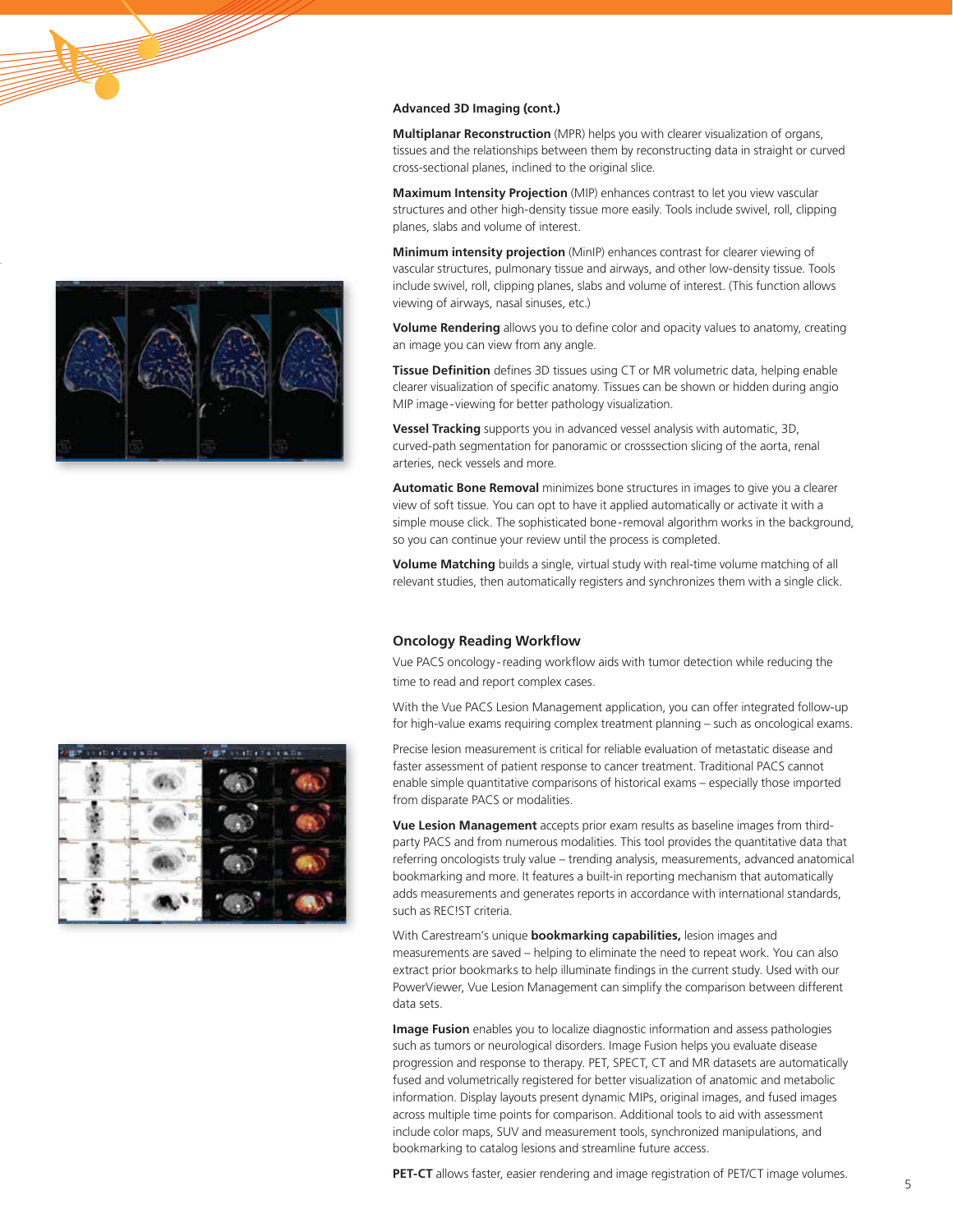### Advanced 3D Imaging (cont.)

**Multiplanar Reconstruction** (MPR) helps you with clearer visualization of organs, tissues and the relationships between them by reconstructing data in straight or curved cross-sectional planes, inclined to the original slice.

**Maximum Intensity Projection** (MIP) enhances contrast to let you view vascular structures and other high-density tissue more easily. Tools include swivel, roll, clipping planes, slabs and volume of interest.

**Minimum intensity projection** (MinIP) enhances contrast for clearer viewing of vascular structures, pulmonary tissue and airways, and other low-density tissue. Tools include swivel, roll, clipping planes, slabs and volume of interest. (This function allows viewing of airways, nasal sinuses, etc.)

**Volume Rendering** allows you to define color and opacity values to anatomy, creating an image you can view from any angle.

**Tissue Definition** defines 3D tissues using CT or MR volumetric data, helping enable clearer visualization of specific anatomy. Tissues can be shown or hidden during angio MIP image-viewing for better pathology visualization.

**Vessel Tracking** supports you in advanced vessel analysis with automatic, 3D, curved-path segmentation for panoramic or crosssection slicing of the aorta, renal arteries, neck vessels and more.

**Automatic Bone Removal** minimizes bone structures in images to give you a clearer view of soft tissue. You can opt to have it applied automatically or activate it with a simple mouse click. The sophisticated bone-removal algorithm works in the background, so you can continue your review until the process is completed.

**Volume Matching** builds a single, virtual study with real-time volume matching of all relevant studies, then automatically registers and synchronizes them with a single click.

## Oncology Reading Workflow

Vue PACS oncology-reading workflow aids with tumor detection while reducing the time to read and report complex cases.

With the Vue PACS Lesion Management application, you can offer integrated follow-up for high-value exams requiring complex treatment planning – such as oncological exams.

Precise lesion measurement is critical for reliable evaluation of metastatic disease and faster assessment of patient response to cancer treatment. Traditional PACS cannot enable simple quantitative comparisons of historical exams – especially those imported from disparate PACS or modalities.

**Vue Lesion Management** accepts prior exam results as baseline images from third-party PACS and from numerous modalities. This tool provides the quantitative data that referring oncologists truly value – trending analysis, measurements, advanced anatomical bookmarking and more. It features a built-in reporting mechanism that automatically adds measurements and generates reports in accordance with international standards, such as REC!ST criteria.

With Carestream's unique **bookmarking capabilities,** lesion images and measurements are saved – helping to eliminate the need to repeat work. You can also extract prior bookmarks to help illuminate findings in the current study. Used with our PowerViewer, Vue Lesion Management can simplify the comparison between different data sets.

**Image Fusion** enables you to localize diagnostic information and assess pathologies such as tumors or neurological disorders. Image Fusion helps you evaluate disease progression and response to therapy. PET, SPECT, CT and MR datasets are automatically fused and volumetrically registered for better visualization of anatomic and metabolic information. Display layouts present dynamic MIPs, original images, and fused images across multiple time points for comparison. Additional tools to aid with assessment include color maps, SUV and measurement tools, synchronized manipulations, and bookmarking to catalog lesions and streamline future access.

**PET-CT** allows faster, easier rendering and image registration of PET/CT image volumes.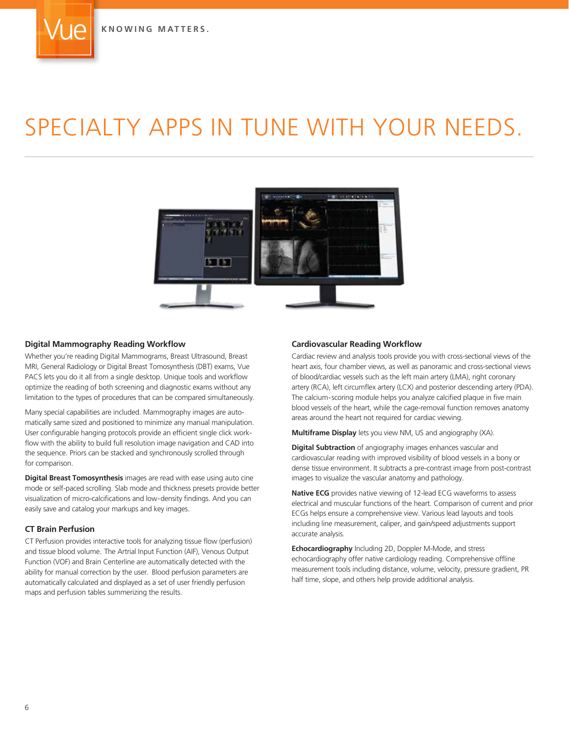# SPECIALTY APPS IN TUNE WITH YOUR NEEDS.

## Digital Mammography Reading Workflow

Whether you're reading Digital Mammograms, Breast Ultrasound, Breast MRI, General Radiology or Digital Breast Tomosynthesis (DBT) exams, Vue PACS lets you do it all from a single desktop. Unique tools and workflow optimize the reading of both screening and diagnostic exams without any limitation to the types of procedures that can be compared simultaneously.

Many special capabilities are included. Mammography images are automatically same sized and positioned to minimize any manual manipulation. User configurable hanging protocols provide an efficient single click workflow with the ability to build full resolution image navigation and CAD into the sequence. Priors can be stacked and synchronously scrolled through for comparison.

**Digital Breast Tomosynthesis** images are read with ease using auto cine mode or self-paced scrolling. Slab mode and thickness presets provide better visualization of micro-calcifications and low-density findings. And you can easily save and catalog your markups and key images.

## CT Brain Perfusion

CT Perfusion provides interactive tools for analyzing tissue flow (perfusion) and tissue blood volume. The Artrial Input Function (AIF), Venous Output Function (VOF) and Brain Centerline are automatically detected with the ability for manual correction by the user. Blood perfusion parameters are automatically calculated and displayed as a set of user friendly perfusion maps and perfusion tables summerizing the results.

## Cardiovascular Reading Workflow

Cardiac review and analysis tools provide you with cross-sectional views of the heart axis, four chamber views, as well as panoramic and cross-sectional views of blood/cardiac vessels such as the left main artery (LMA), right coronary artery (RCA), left circumflex artery (LCX) and posterior descending artery (PDA). The calcium-scoring module helps you analyze calcified plaque in five main blood vessels of the heart, while the cage-removal function removes anatomy areas around the heart not required for cardiac viewing.

**Multiframe Display** lets you view NM, US and angiography (XA).

**Digital Subtraction** of angiography images enhances vascular and cardiovascular reading with improved visibility of blood vessels in a bony or dense tissue environment. It subtracts a pre-contrast image from post-contrast images to visualize the vascular anatomy and pathology.

**Native ECG** provides native viewing of 12-lead ECG waveforms to assess electrical and muscular functions of the heart. Comparison of current and prior ECGs helps ensure a comprehensive view. Various lead layouts and tools including line measurement, caliper, and gain/speed adjustments support accurate analysis.

**Echocardiography** Including 2D, Doppler M-Mode, and stress echocardiography offer native cardiology reading. Comprehensive offline measurement tools including distance, volume, velocity, pressure gradient, PR half time, slope, and others help provide additional analysis.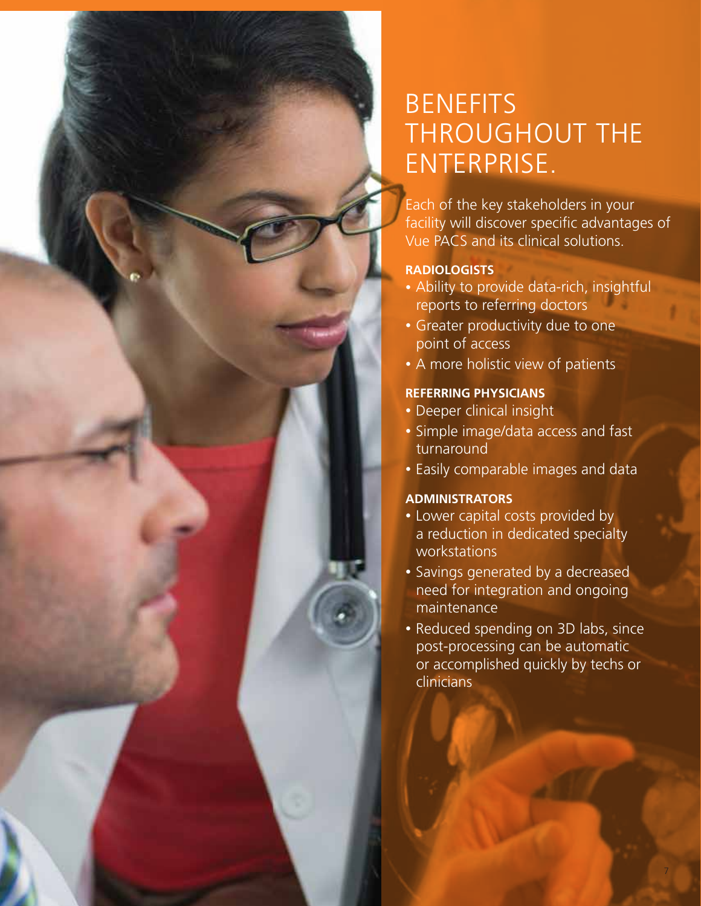# BENEFITS THROUGHOUT THE ENTERPRISE.

Each of the key stakeholders in your facility will discover specific advantages of Vue PACS and its clinical solutions.

**RADIOLOGISTS**

- Ability to provide data-rich, insightful reports to referring doctors
- Greater productivity due to one point of access
- A more holistic view of patients

**REFERRING PHYSICIANS**

- Deeper clinical insight
- Simple image/data access and fast turnaround
- Easily comparable images and data

**ADMINISTRATORS**

- Lower capital costs provided by a reduction in dedicated specialty workstations
- Savings generated by a decreased need for integration and ongoing maintenance
- Reduced spending on 3D labs, since post-processing can be automatic or accomplished quickly by techs or clinicians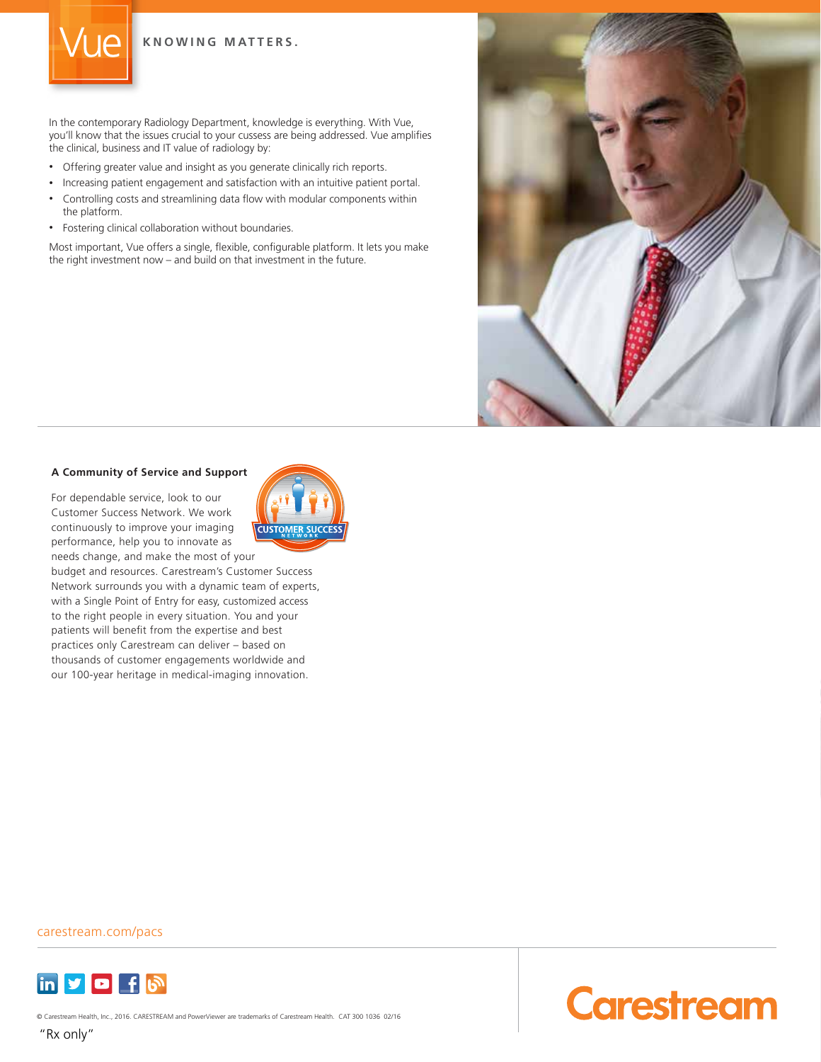Vue

**KNOWING MATTERS.**

In the contemporary Radiology Department, knowledge is everything. With Vue, you'll know that the issues crucial to your cussess are being addressed. Vue amplifies the clinical, business and IT value of radiology by:

- Offering greater value and insight as you generate clinically rich reports.
- Increasing patient engagement and satisfaction with an intuitive patient portal.
- Controlling costs and streamlining data flow with modular components within the platform.
- Fostering clinical collaboration without boundaries.

Most important, Vue offers a single, flexible, configurable platform. It lets you make the right investment now – and build on that investment in the future.

**A Community of Service and Support**

For dependable service, look to our Customer Success Network. We work continuously to improve your imaging performance, help you to innovate as needs change, and make the most of your budget and resources. Carestream's Customer Success Network surrounds you with a dynamic team of experts, with a Single Point of Entry for easy, customized access to the right people in every situation. You and your patients will benefit from the expertise and best practices only Carestream can deliver – based on thousands of customer engagements worldwide and our 100-year heritage in medical-imaging innovation.

carestream.com/pacs

Carestream

© Carestream Health, Inc., 2016. CARESTREAM and PowerViewer are trademarks of Carestream Health. CAT 300 1036 02/16

"Rx only"